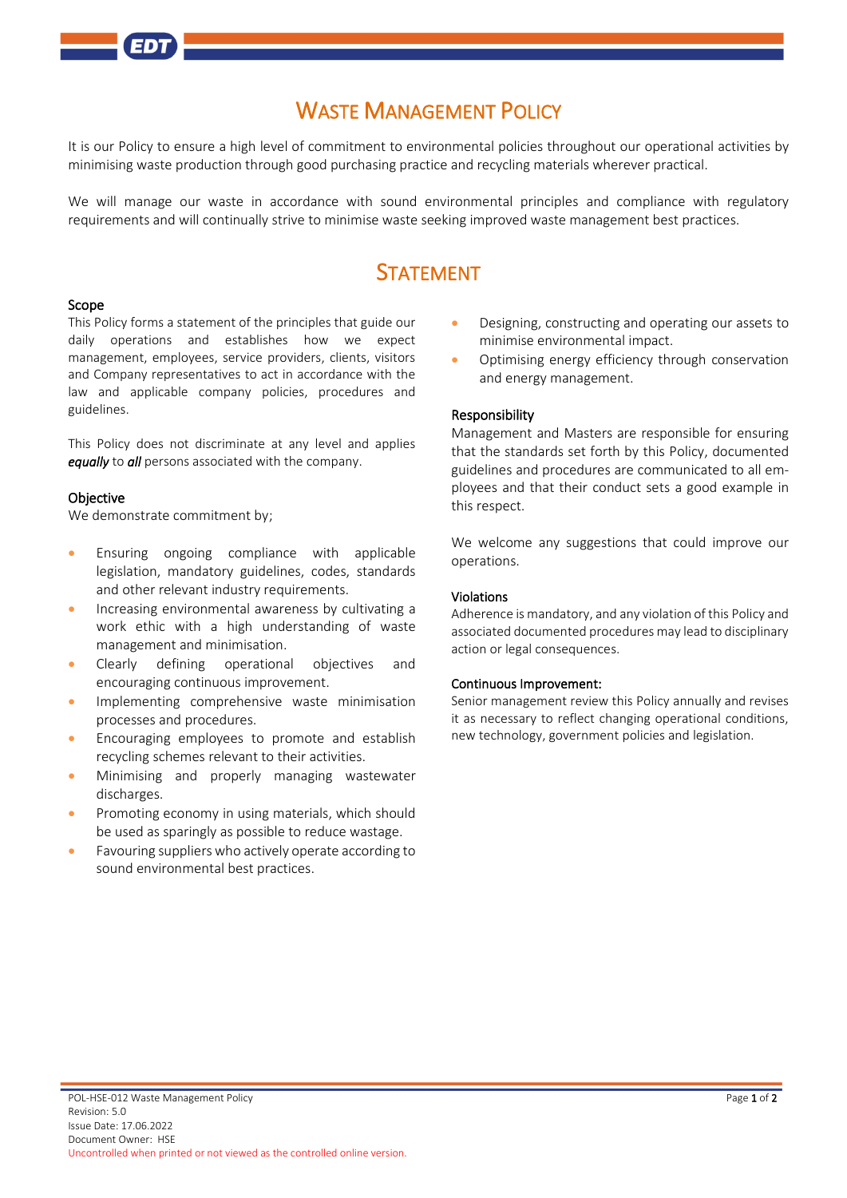# Waste Management Policy

It is our Policy to ensure a high level of commitment to environmental policies throughout our operational activities by minimising waste production through good purchasing practice and recycling materials wherever practical.

We will manage our waste in accordance with sound environmental principles and compliance with regulatory requirements and will continually strive to minimise waste seeking improved waste management best practices.

## Statement

### Scope

This Policy forms a statement of the principles that guide our daily operations and establishes how we expect management, employees, service providers, clients, visitors and Company representatives to act in accordance with the law and applicable company policies, procedures and guidelines.

This Policy does not discriminate at any level and applies ***equally*** to ***all*** persons associated with the company.

### Objective

We demonstrate commitment by;

- Ensuring ongoing compliance with applicable legislation, mandatory guidelines, codes, standards and other relevant industry requirements.
- Increasing environmental awareness by cultivating a work ethic with a high understanding of waste management and minimisation.
- Clearly defining operational objectives and encouraging continuous improvement.
- Implementing comprehensive waste minimisation processes and procedures.
- Encouraging employees to promote and establish recycling schemes relevant to their activities.
- Minimising and properly managing wastewater discharges.
- Promoting economy in using materials, which should be used as sparingly as possible to reduce wastage.
- Favouring suppliers who actively operate according to sound environmental best practices.
- Designing, constructing and operating our assets to minimise environmental impact.
- Optimising energy efficiency through conservation and energy management.

### Responsibility

Management and Masters are responsible for ensuring that the standards set forth by this Policy, documented guidelines and procedures are communicated to all employees and that their conduct sets a good example in this respect.

We welcome any suggestions that could improve our operations.

### Violations

Adherence is mandatory, and any violation of this Policy and associated documented procedures may lead to disciplinary action or legal consequences.

### Continuous Improvement:

Senior management review this Policy annually and revises it as necessary to reflect changing operational conditions, new technology, government policies and legislation.

POL-HSE-012 Waste Management Policy
Revision: 5.0
Issue Date: 17.06.2022
Document Owner: HSE
Uncontrolled when printed or not viewed as the controlled online version.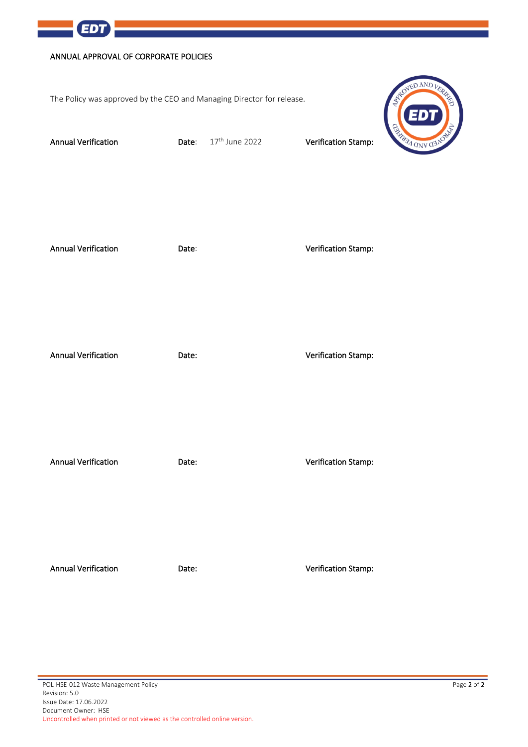ANNUAL APPROVAL OF CORPORATE POLICIES

The Policy was approved by the CEO and Managing Director for release.

**Annual Verification** **Date:** 17th June 2022 **Verification Stamp:**

**Annual Verification** **Date:** **Verification Stamp:**

**Annual Verification** **Date:** **Verification Stamp:**

**Annual Verification** **Date:** **Verification Stamp:**

**Annual Verification** **Date:** **Verification Stamp:**

POL-HSE-012 Waste Management Policy
Revision: 5.0
Issue Date: 17.06.2022
Document Owner: HSE
Uncontrolled when printed or not viewed as the controlled online version.